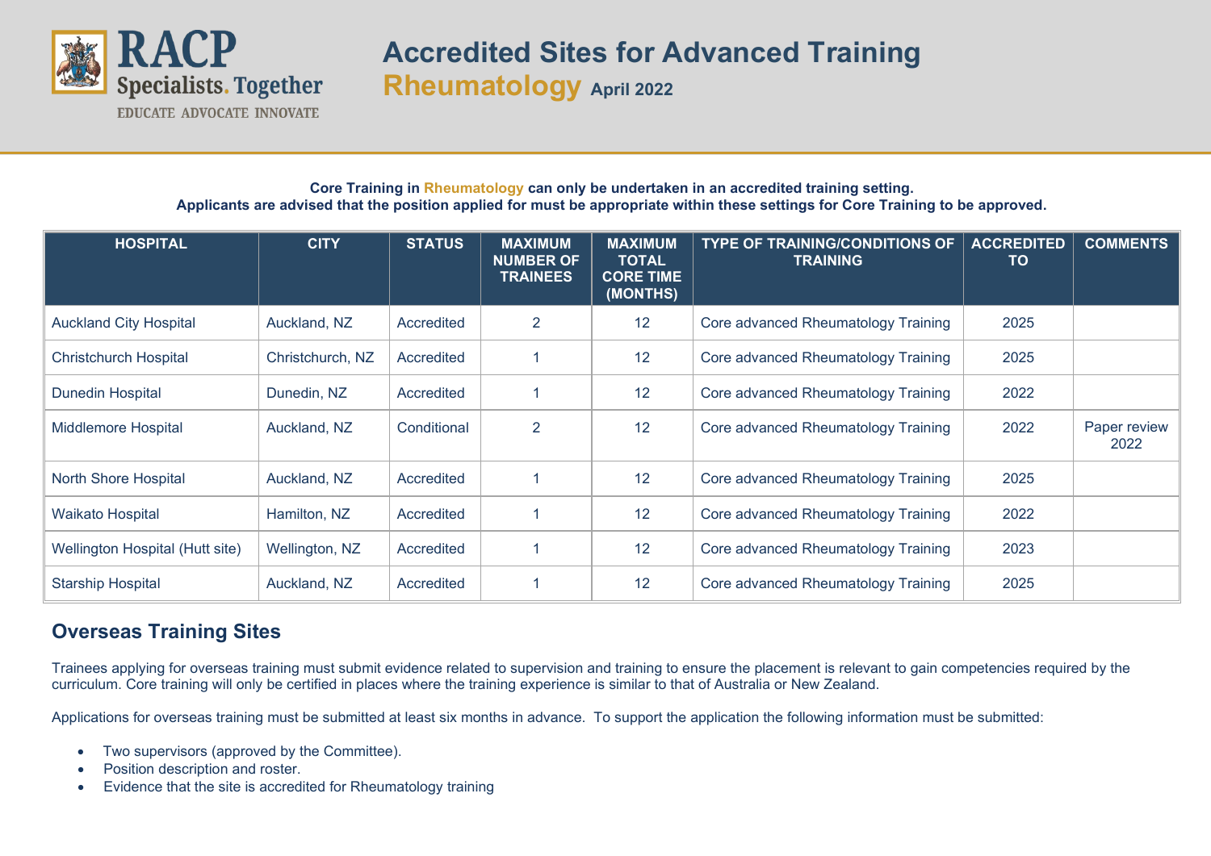RACP Specialists. Together

EDUCATE ADVOCATE INNOVATE

# Accredited Sites for Advanced Training

## Rheumatology April 2022

**Core Training in Rheumatology can only be undertaken in an accredited training setting.**
**Applicants are advised that the position applied for must be appropriate within these settings for Core Training to be approved.**

| HOSPITAL | CITY | STATUS | MAXIMUM NUMBER OF TRAINEES | MAXIMUM TOTAL CORE TIME (MONTHS) | TYPE OF TRAINING/CONDITIONS OF TRAINING | ACCREDITED TO | COMMENTS |
|---|---|---|---|---|---|---|---|
| Auckland City Hospital | Auckland, NZ | Accredited | 2 | 12 | Core advanced Rheumatology Training | 2025 | |
| Christchurch Hospital | Christchurch, NZ | Accredited | 1 | 12 | Core advanced Rheumatology Training | 2025 | |
| Dunedin Hospital | Dunedin, NZ | Accredited | 1 | 12 | Core advanced Rheumatology Training | 2022 | |
| Middlemore Hospital | Auckland, NZ | Conditional | 2 | 12 | Core advanced Rheumatology Training | 2022 | Paper review 2022 |
| North Shore Hospital | Auckland, NZ | Accredited | 1 | 12 | Core advanced Rheumatology Training | 2025 | |
| Waikato Hospital | Hamilton, NZ | Accredited | 1 | 12 | Core advanced Rheumatology Training | 2022 | |
| Wellington Hospital (Hutt site) | Wellington, NZ | Accredited | 1 | 12 | Core advanced Rheumatology Training | 2023 | |
| Starship Hospital | Auckland, NZ | Accredited | 1 | 12 | Core advanced Rheumatology Training | 2025 | |

## Overseas Training Sites

Trainees applying for overseas training must submit evidence related to supervision and training to ensure the placement is relevant to gain competencies required by the curriculum. Core training will only be certified in places where the training experience is similar to that of Australia or New Zealand.

Applications for overseas training must be submitted at least six months in advance. To support the application the following information must be submitted:

- Two supervisors (approved by the Committee).
- Position description and roster.
- Evidence that the site is accredited for Rheumatology training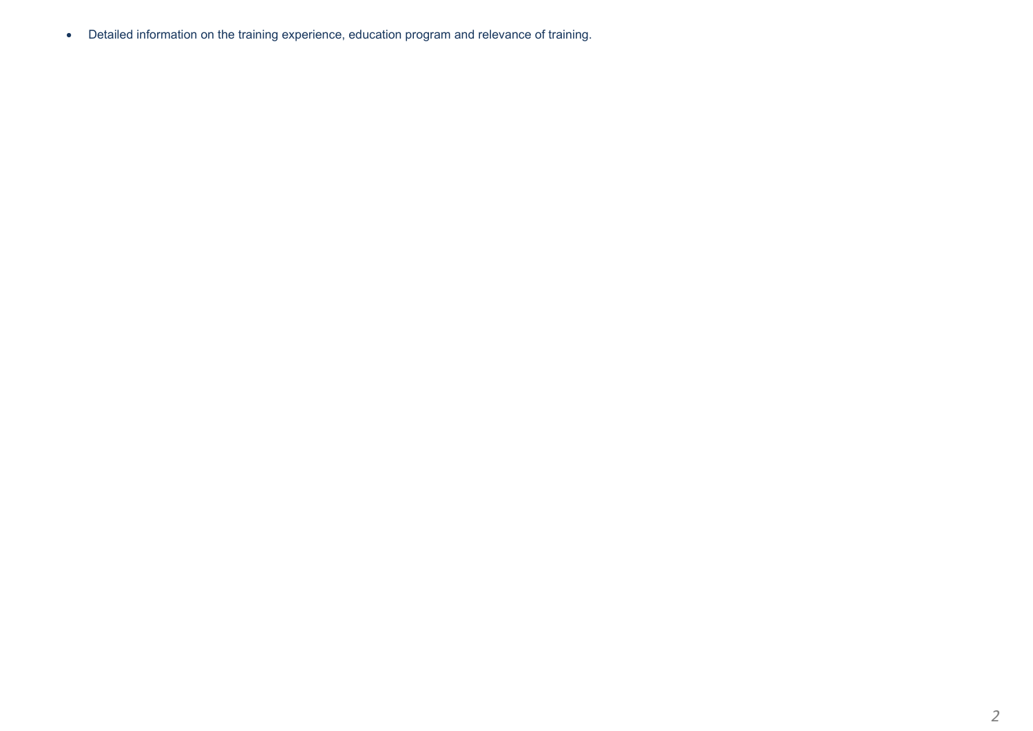- Detailed information on the training experience, education program and relevance of training.